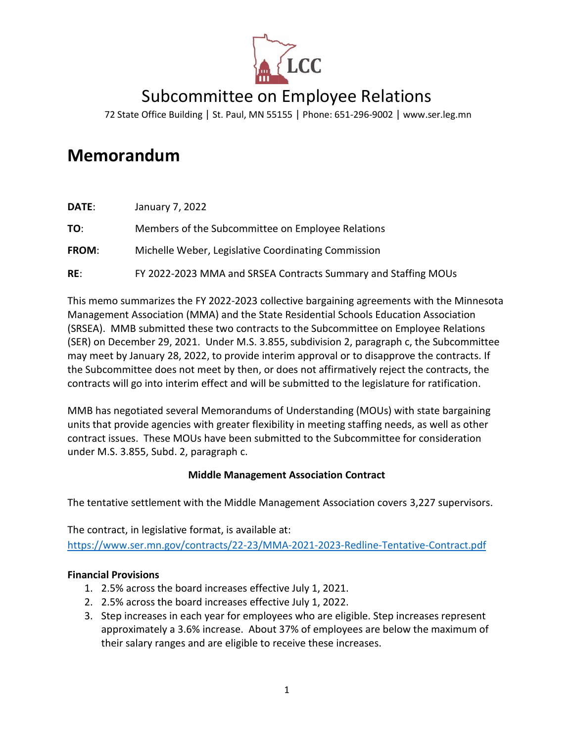LCC

# Subcommittee on Employee Relations

72 State Office Building | St. Paul, MN 55155 | Phone: 651-296-9002 | www.ser.leg.mn

## Memorandum

**DATE**: January 7, 2022

**TO**: Members of the Subcommittee on Employee Relations

**FROM**: Michelle Weber, Legislative Coordinating Commission

**RE**: FY 2022-2023 MMA and SRSEA Contracts Summary and Staffing MOUs

This memo summarizes the FY 2022-2023 collective bargaining agreements with the Minnesota Management Association (MMA) and the State Residential Schools Education Association (SRSEA). MMB submitted these two contracts to the Subcommittee on Employee Relations (SER) on December 29, 2021. Under M.S. 3.855, subdivision 2, paragraph c, the Subcommittee may meet by January 28, 2022, to provide interim approval or to disapprove the contracts. If the Subcommittee does not meet by then, or does not affirmatively reject the contracts, the contracts will go into interim effect and will be submitted to the legislature for ratification.

MMB has negotiated several Memorandums of Understanding (MOUs) with state bargaining units that provide agencies with greater flexibility in meeting staffing needs, as well as other contract issues. These MOUs have been submitted to the Subcommittee for consideration under M.S. 3.855, Subd. 2, paragraph c.

**Middle Management Association Contract**

The tentative settlement with the Middle Management Association covers 3,227 supervisors.

The contract, in legislative format, is available at:
https://www.ser.mn.gov/contracts/22-23/MMA-2021-2023-Redline-Tentative-Contract.pdf

**Financial Provisions**

1. 2.5% across the board increases effective July 1, 2021.
2. 2.5% across the board increases effective July 1, 2022.
3. Step increases in each year for employees who are eligible. Step increases represent approximately a 3.6% increase. About 37% of employees are below the maximum of their salary ranges and are eligible to receive these increases.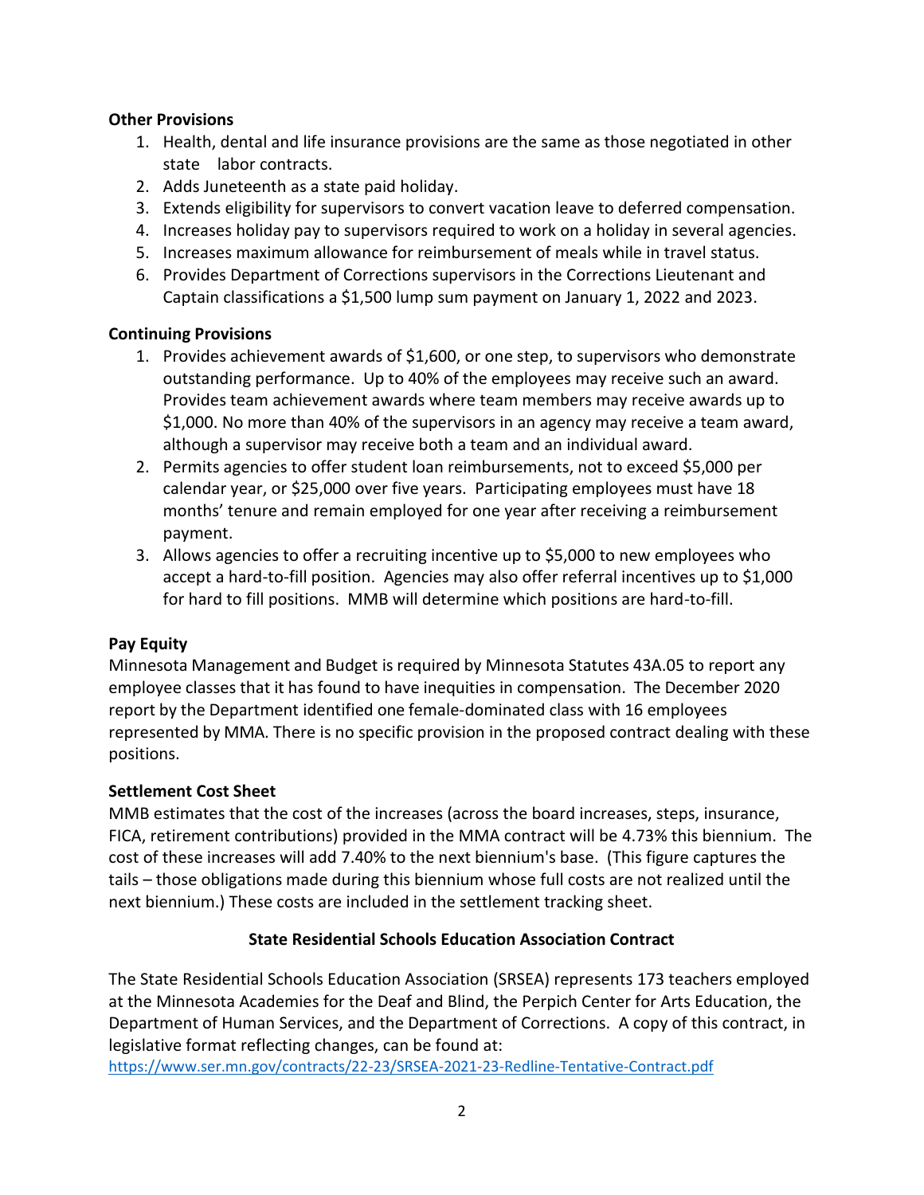**Other Provisions**

1. Health, dental and life insurance provisions are the same as those negotiated in other state labor contracts.
2. Adds Juneteenth as a state paid holiday.
3. Extends eligibility for supervisors to convert vacation leave to deferred compensation.
4. Increases holiday pay to supervisors required to work on a holiday in several agencies.
5. Increases maximum allowance for reimbursement of meals while in travel status.
6. Provides Department of Corrections supervisors in the Corrections Lieutenant and Captain classifications a $1,500 lump sum payment on January 1, 2022 and 2023.

**Continuing Provisions**

1. Provides achievement awards of $1,600, or one step, to supervisors who demonstrate outstanding performance. Up to 40% of the employees may receive such an award. Provides team achievement awards where team members may receive awards up to $1,000. No more than 40% of the supervisors in an agency may receive a team award, although a supervisor may receive both a team and an individual award.
2. Permits agencies to offer student loan reimbursements, not to exceed $5,000 per calendar year, or $25,000 over five years. Participating employees must have 18 months' tenure and remain employed for one year after receiving a reimbursement payment.
3. Allows agencies to offer a recruiting incentive up to $5,000 to new employees who accept a hard-to-fill position. Agencies may also offer referral incentives up to $1,000 for hard to fill positions. MMB will determine which positions are hard-to-fill.

**Pay Equity**

Minnesota Management and Budget is required by Minnesota Statutes 43A.05 to report any employee classes that it has found to have inequities in compensation. The December 2020 report by the Department identified one female-dominated class with 16 employees represented by MMA. There is no specific provision in the proposed contract dealing with these positions.

**Settlement Cost Sheet**

MMB estimates that the cost of the increases (across the board increases, steps, insurance, FICA, retirement contributions) provided in the MMA contract will be 4.73% this biennium. The cost of these increases will add 7.40% to the next biennium's base. (This figure captures the tails – those obligations made during this biennium whose full costs are not realized until the next biennium.) These costs are included in the settlement tracking sheet.

## State Residential Schools Education Association Contract

The State Residential Schools Education Association (SRSEA) represents 173 teachers employed at the Minnesota Academies for the Deaf and Blind, the Perpich Center for Arts Education, the Department of Human Services, and the Department of Corrections. A copy of this contract, in legislative format reflecting changes, can be found at:
https://www.ser.mn.gov/contracts/22-23/SRSEA-2021-23-Redline-Tentative-Contract.pdf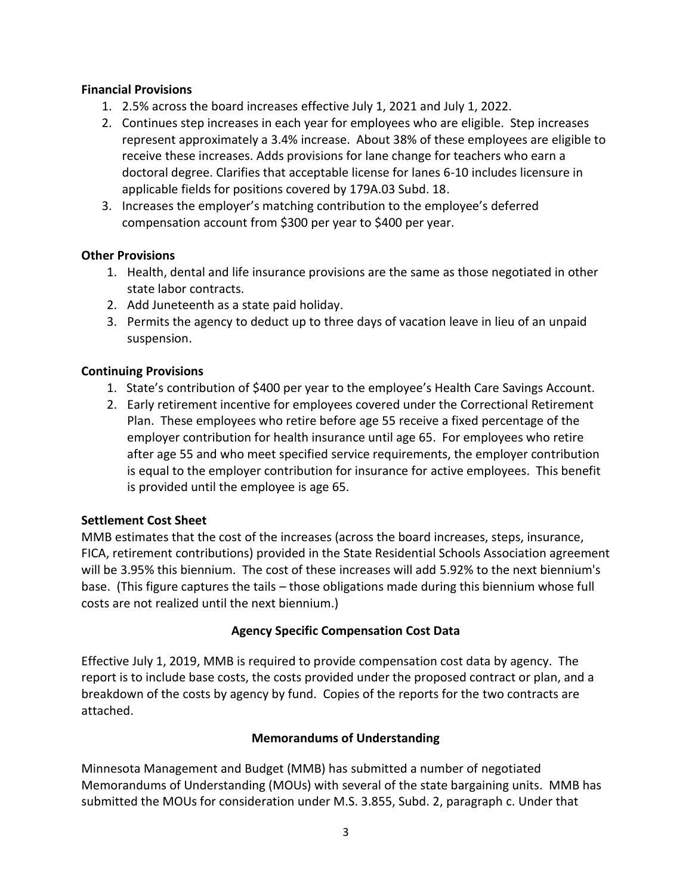**Financial Provisions**

1. 2.5% across the board increases effective July 1, 2021 and July 1, 2022.
2. Continues step increases in each year for employees who are eligible. Step increases represent approximately a 3.4% increase. About 38% of these employees are eligible to receive these increases. Adds provisions for lane change for teachers who earn a doctoral degree. Clarifies that acceptable license for lanes 6-10 includes licensure in applicable fields for positions covered by 179A.03 Subd. 18.
3. Increases the employer's matching contribution to the employee's deferred compensation account from $300 per year to $400 per year.

**Other Provisions**

1. Health, dental and life insurance provisions are the same as those negotiated in other state labor contracts.
2. Add Juneteenth as a state paid holiday.
3. Permits the agency to deduct up to three days of vacation leave in lieu of an unpaid suspension.

**Continuing Provisions**

1. State's contribution of $400 per year to the employee's Health Care Savings Account.
2. Early retirement incentive for employees covered under the Correctional Retirement Plan. These employees who retire before age 55 receive a fixed percentage of the employer contribution for health insurance until age 65. For employees who retire after age 55 and who meet specified service requirements, the employer contribution is equal to the employer contribution for insurance for active employees. This benefit is provided until the employee is age 65.

**Settlement Cost Sheet**

MMB estimates that the cost of the increases (across the board increases, steps, insurance, FICA, retirement contributions) provided in the State Residential Schools Association agreement will be 3.95% this biennium. The cost of these increases will add 5.92% to the next biennium's base. (This figure captures the tails – those obligations made during this biennium whose full costs are not realized until the next biennium.)

**Agency Specific Compensation Cost Data**

Effective July 1, 2019, MMB is required to provide compensation cost data by agency. The report is to include base costs, the costs provided under the proposed contract or plan, and a breakdown of the costs by agency by fund. Copies of the reports for the two contracts are attached.

**Memorandums of Understanding**

Minnesota Management and Budget (MMB) has submitted a number of negotiated Memorandums of Understanding (MOUs) with several of the state bargaining units. MMB has submitted the MOUs for consideration under M.S. 3.855, Subd. 2, paragraph c. Under that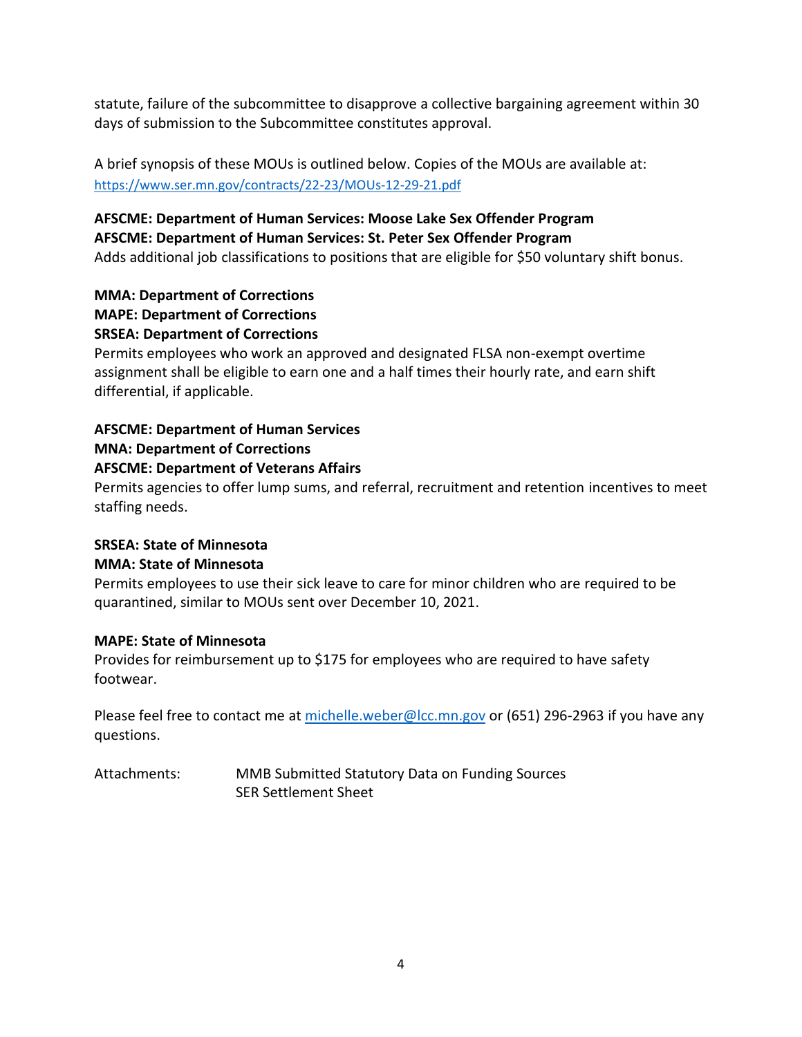statute, failure of the subcommittee to disapprove a collective bargaining agreement within 30 days of submission to the Subcommittee constitutes approval.

A brief synopsis of these MOUs is outlined below. Copies of the MOUs are available at: https://www.ser.mn.gov/contracts/22-23/MOUs-12-29-21.pdf

**AFSCME: Department of Human Services: Moose Lake Sex Offender Program**
**AFSCME: Department of Human Services: St. Peter Sex Offender Program**
Adds additional job classifications to positions that are eligible for $50 voluntary shift bonus.

**MMA: Department of Corrections**
**MAPE: Department of Corrections**
**SRSEA: Department of Corrections**
Permits employees who work an approved and designated FLSA non-exempt overtime assignment shall be eligible to earn one and a half times their hourly rate, and earn shift differential, if applicable.

**AFSCME: Department of Human Services**
**MNA: Department of Corrections**
**AFSCME: Department of Veterans Affairs**
Permits agencies to offer lump sums, and referral, recruitment and retention incentives to meet staffing needs.

**SRSEA: State of Minnesota**
**MMA: State of Minnesota**
Permits employees to use their sick leave to care for minor children who are required to be quarantined, similar to MOUs sent over December 10, 2021.

**MAPE: State of Minnesota**
Provides for reimbursement up to $175 for employees who are required to have safety footwear.

Please feel free to contact me at michelle.weber@lcc.mn.gov or (651) 296-2963 if you have any questions.

Attachments: MMB Submitted Statutory Data on Funding Sources
SER Settlement Sheet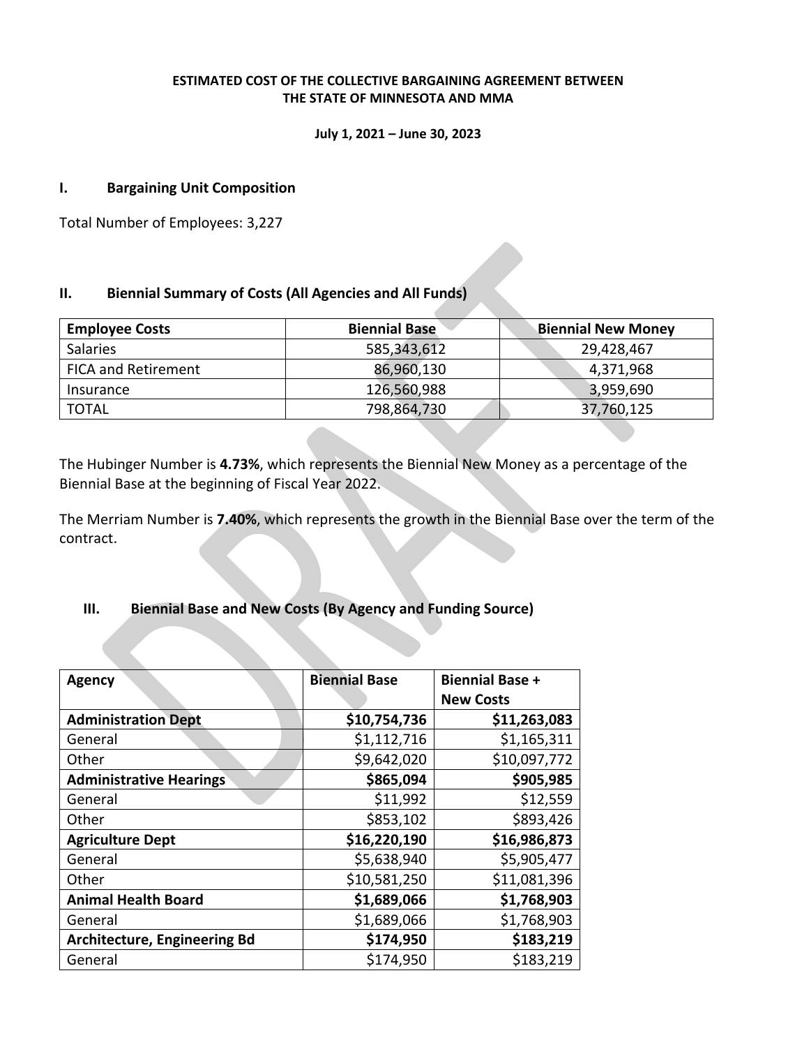**ESTIMATED COST OF THE COLLECTIVE BARGAINING AGREEMENT BETWEEN THE STATE OF MINNESOTA AND MMA**

**July 1, 2021 – June 30, 2023**

## I. Bargaining Unit Composition

Total Number of Employees: 3,227

## II. Biennial Summary of Costs (All Agencies and All Funds)

| Employee Costs | Biennial Base | Biennial New Money |
|---|---|---|
| Salaries | 585,343,612 | 29,428,467 |
| FICA and Retirement | 86,960,130 | 4,371,968 |
| Insurance | 126,560,988 | 3,959,690 |
| TOTAL | 798,864,730 | 37,760,125 |

The Hubinger Number is **4.73%**, which represents the Biennial New Money as a percentage of the Biennial Base at the beginning of Fiscal Year 2022.

The Merriam Number is **7.40%**, which represents the growth in the Biennial Base over the term of the contract.

## III. Biennial Base and New Costs (By Agency and Funding Source)

| Agency | Biennial Base | Biennial Base + New Costs |
|---|---|---|
| **Administration Dept** | **$10,754,736** | **$11,263,083** |
| General | $1,112,716 | $1,165,311 |
| Other | $9,642,020 | $10,097,772 |
| **Administrative Hearings** | **$865,094** | **$905,985** |
| General | $11,992 | $12,559 |
| Other | $853,102 | $893,426 |
| **Agriculture Dept** | **$16,220,190** | **$16,986,873** |
| General | $5,638,940 | $5,905,477 |
| Other | $10,581,250 | $11,081,396 |
| **Animal Health Board** | **$1,689,066** | **$1,768,903** |
| General | $1,689,066 | $1,768,903 |
| **Architecture, Engineering Bd** | **$174,950** | **$183,219** |
| General | $174,950 | $183,219 |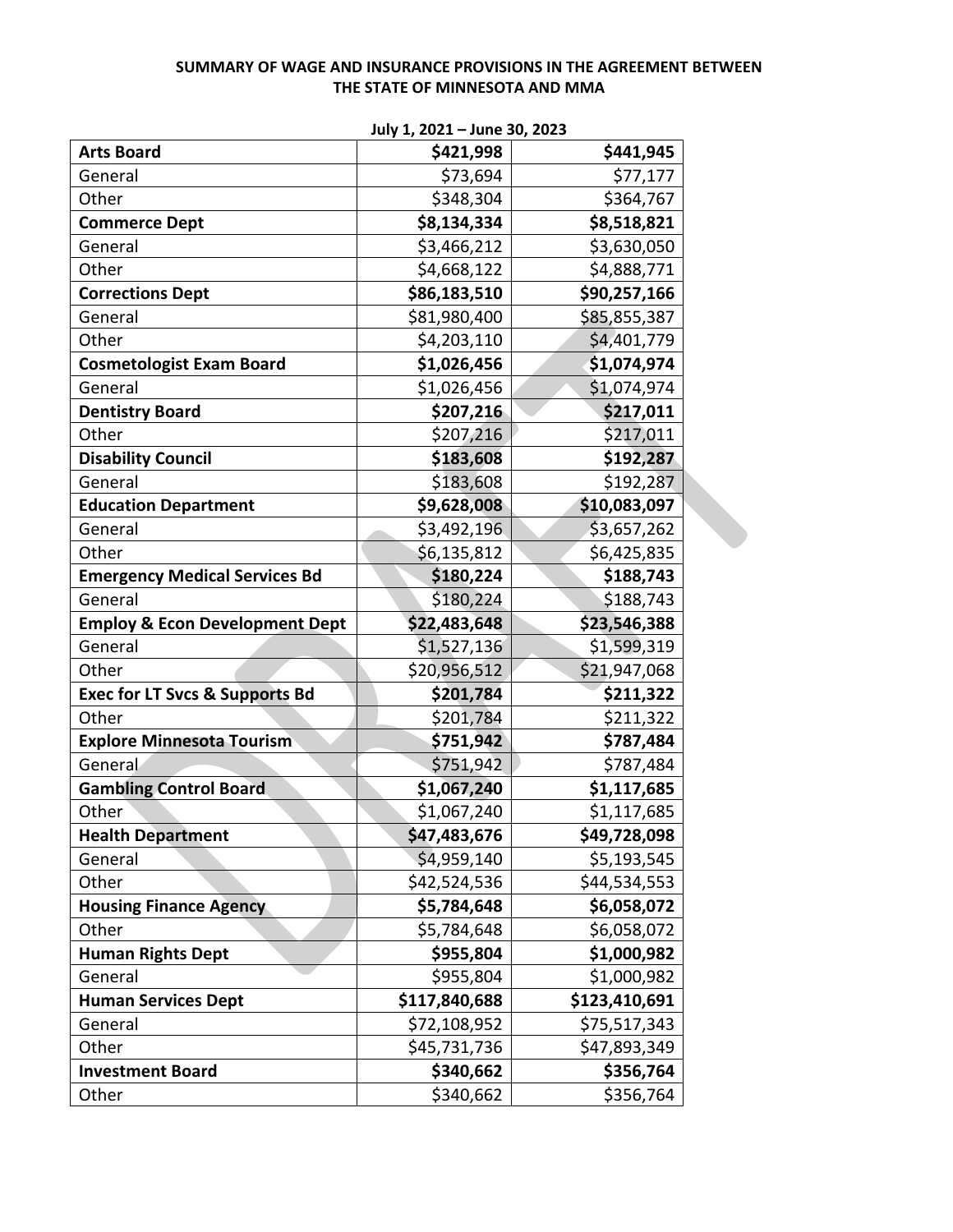**SUMMARY OF WAGE AND INSURANCE PROVISIONS IN THE AGREEMENT BETWEEN THE STATE OF MINNESOTA AND MMA**

**July 1, 2021 – June 30, 2023**

| | | |
|---|---|---|
| **Arts Board** | **$421,998** | **$441,945** |
| General | $73,694 | $77,177 |
| Other | $348,304 | $364,767 |
| **Commerce Dept** | **$8,134,334** | **$8,518,821** |
| General | $3,466,212 | $3,630,050 |
| Other | $4,668,122 | $4,888,771 |
| **Corrections Dept** | **$86,183,510** | **$90,257,166** |
| General | $81,980,400 | $85,855,387 |
| Other | $4,203,110 | $4,401,779 |
| **Cosmetologist Exam Board** | **$1,026,456** | **$1,074,974** |
| General | $1,026,456 | $1,074,974 |
| **Dentistry Board** | **$207,216** | **$217,011** |
| Other | $207,216 | $217,011 |
| **Disability Council** | **$183,608** | **$192,287** |
| General | $183,608 | $192,287 |
| **Education Department** | **$9,628,008** | **$10,083,097** |
| General | $3,492,196 | $3,657,262 |
| Other | $6,135,812 | $6,425,835 |
| **Emergency Medical Services Bd** | **$180,224** | **$188,743** |
| General | $180,224 | $188,743 |
| **Employ & Econ Development Dept** | **$22,483,648** | **$23,546,388** |
| General | $1,527,136 | $1,599,319 |
| Other | $20,956,512 | $21,947,068 |
| **Exec for LT Svcs & Supports Bd** | **$201,784** | **$211,322** |
| Other | $201,784 | $211,322 |
| **Explore Minnesota Tourism** | **$751,942** | **$787,484** |
| General | $751,942 | $787,484 |
| **Gambling Control Board** | **$1,067,240** | **$1,117,685** |
| Other | $1,067,240 | $1,117,685 |
| **Health Department** | **$47,483,676** | **$49,728,098** |
| General | $4,959,140 | $5,193,545 |
| Other | $42,524,536 | $44,534,553 |
| **Housing Finance Agency** | **$5,784,648** | **$6,058,072** |
| Other | $5,784,648 | $6,058,072 |
| **Human Rights Dept** | **$955,804** | **$1,000,982** |
| General | $955,804 | $1,000,982 |
| **Human Services Dept** | **$117,840,688** | **$123,410,691** |
| General | $72,108,952 | $75,517,343 |
| Other | $45,731,736 | $47,893,349 |
| **Investment Board** | **$340,662** | **$356,764** |
| Other | $340,662 | $356,764 |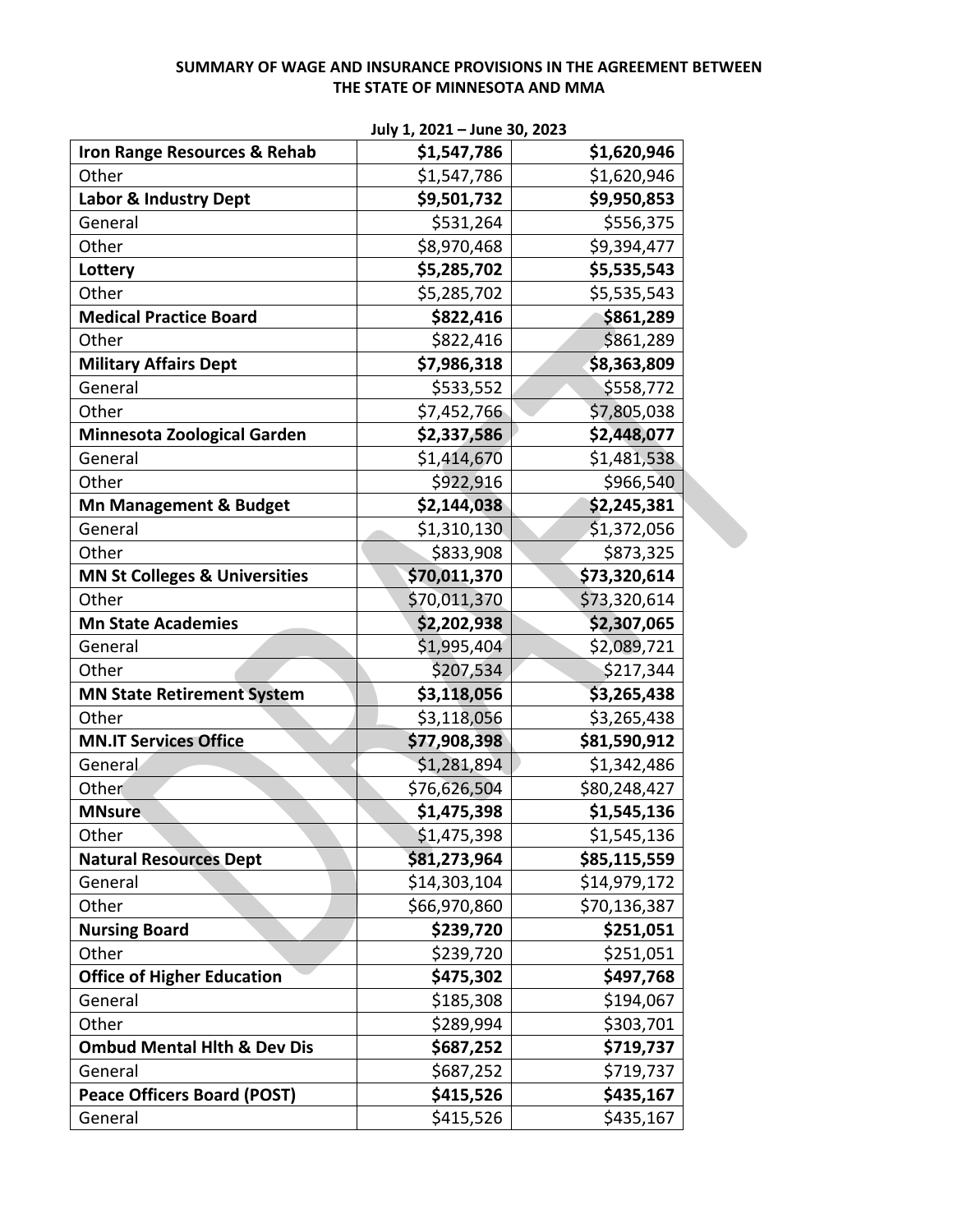**SUMMARY OF WAGE AND INSURANCE PROVISIONS IN THE AGREEMENT BETWEEN THE STATE OF MINNESOTA AND MMA**

July 1, 2021 – June 30, 2023

| | | |
|---|---:|---:|
| **Iron Range Resources & Rehab** | **$1,547,786** | **$1,620,946** |
| Other | $1,547,786 | $1,620,946 |
| **Labor & Industry Dept** | **$9,501,732** | **$9,950,853** |
| General | $531,264 | $556,375 |
| Other | $8,970,468 | $9,394,477 |
| **Lottery** | **$5,285,702** | **$5,535,543** |
| Other | $5,285,702 | $5,535,543 |
| **Medical Practice Board** | **$822,416** | **$861,289** |
| Other | $822,416 | $861,289 |
| **Military Affairs Dept** | **$7,986,318** | **$8,363,809** |
| General | $533,552 | $558,772 |
| Other | $7,452,766 | $7,805,038 |
| **Minnesota Zoological Garden** | **$2,337,586** | **$2,448,077** |
| General | $1,414,670 | $1,481,538 |
| Other | $922,916 | $966,540 |
| **Mn Management & Budget** | **$2,144,038** | **$2,245,381** |
| General | $1,310,130 | $1,372,056 |
| Other | $833,908 | $873,325 |
| **MN St Colleges & Universities** | **$70,011,370** | **$73,320,614** |
| Other | $70,011,370 | $73,320,614 |
| **Mn State Academies** | **$2,202,938** | **$2,307,065** |
| General | $1,995,404 | $2,089,721 |
| Other | $207,534 | $217,344 |
| **MN State Retirement System** | **$3,118,056** | **$3,265,438** |
| Other | $3,118,056 | $3,265,438 |
| **MN.IT Services Office** | **$77,908,398** | **$81,590,912** |
| General | $1,281,894 | $1,342,486 |
| Other | $76,626,504 | $80,248,427 |
| **MNsure** | **$1,475,398** | **$1,545,136** |
| Other | $1,475,398 | $1,545,136 |
| **Natural Resources Dept** | **$81,273,964** | **$85,115,559** |
| General | $14,303,104 | $14,979,172 |
| Other | $66,970,860 | $70,136,387 |
| **Nursing Board** | **$239,720** | **$251,051** |
| Other | $239,720 | $251,051 |
| **Office of Higher Education** | **$475,302** | **$497,768** |
| General | $185,308 | $194,067 |
| Other | $289,994 | $303,701 |
| **Ombud Mental Hlth & Dev Dis** | **$687,252** | **$719,737** |
| General | $687,252 | $719,737 |
| **Peace Officers Board (POST)** | **$415,526** | **$435,167** |
| General | $415,526 | $435,167 |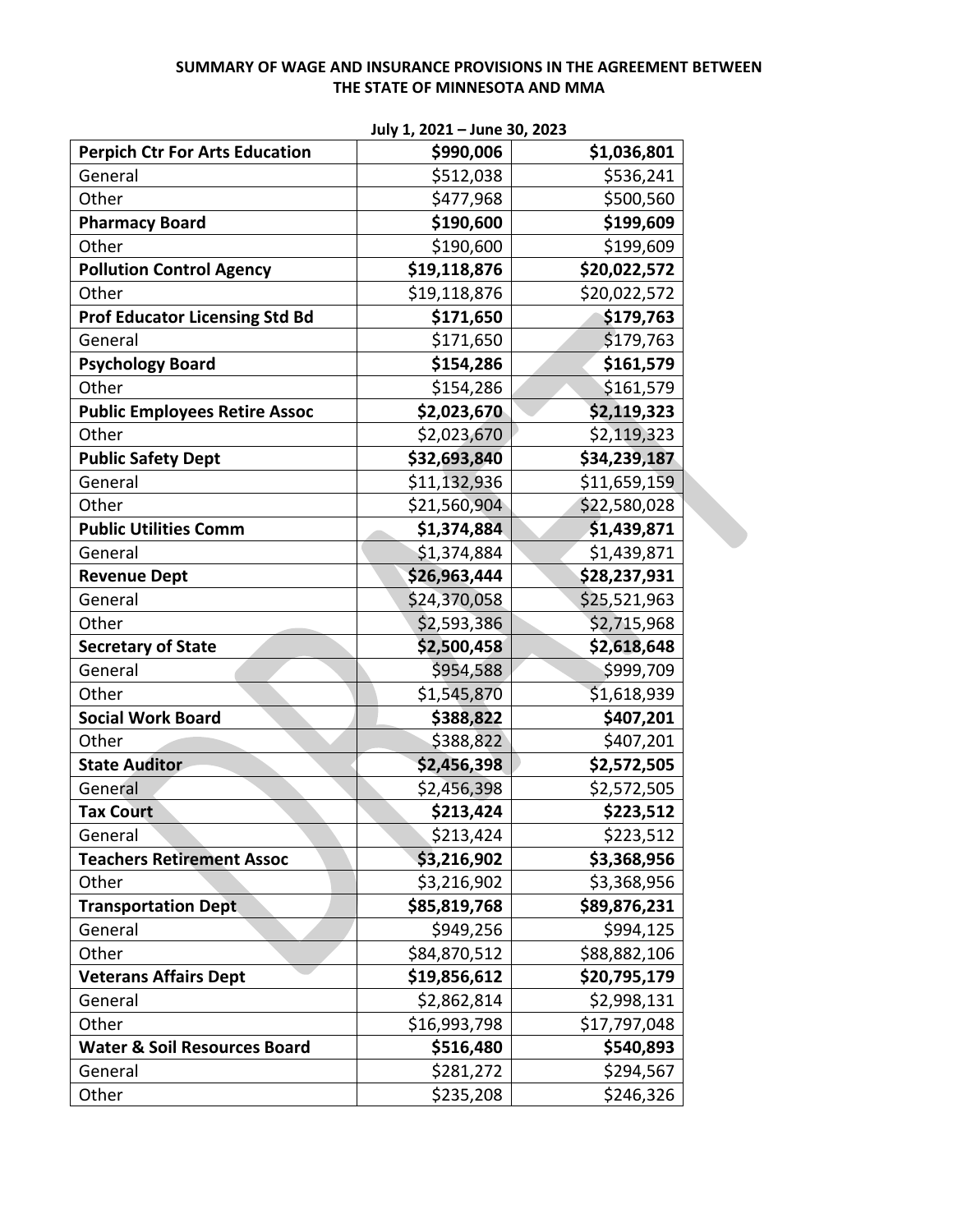**SUMMARY OF WAGE AND INSURANCE PROVISIONS IN THE AGREEMENT BETWEEN THE STATE OF MINNESOTA AND MMA**

July 1, 2021 – June 30, 2023

| | | |
|---|---|---|
| **Perpich Ctr For Arts Education** | **$990,006** | **$1,036,801** |
| General | $512,038 | $536,241 |
| Other | $477,968 | $500,560 |
| **Pharmacy Board** | **$190,600** | **$199,609** |
| Other | $190,600 | $199,609 |
| **Pollution Control Agency** | **$19,118,876** | **$20,022,572** |
| Other | $19,118,876 | $20,022,572 |
| **Prof Educator Licensing Std Bd** | **$171,650** | **$179,763** |
| General | $171,650 | $179,763 |
| **Psychology Board** | **$154,286** | **$161,579** |
| Other | $154,286 | $161,579 |
| **Public Employees Retire Assoc** | **$2,023,670** | **$2,119,323** |
| Other | $2,023,670 | $2,119,323 |
| **Public Safety Dept** | **$32,693,840** | **$34,239,187** |
| General | $11,132,936 | $11,659,159 |
| Other | $21,560,904 | $22,580,028 |
| **Public Utilities Comm** | **$1,374,884** | **$1,439,871** |
| General | $1,374,884 | $1,439,871 |
| **Revenue Dept** | **$26,963,444** | **$28,237,931** |
| General | $24,370,058 | $25,521,963 |
| Other | $2,593,386 | $2,715,968 |
| **Secretary of State** | **$2,500,458** | **$2,618,648** |
| General | $954,588 | $999,709 |
| Other | $1,545,870 | $1,618,939 |
| **Social Work Board** | **$388,822** | **$407,201** |
| Other | $388,822 | $407,201 |
| **State Auditor** | **$2,456,398** | **$2,572,505** |
| General | $2,456,398 | $2,572,505 |
| **Tax Court** | **$213,424** | **$223,512** |
| General | $213,424 | $223,512 |
| **Teachers Retirement Assoc** | **$3,216,902** | **$3,368,956** |
| Other | $3,216,902 | $3,368,956 |
| **Transportation Dept** | **$85,819,768** | **$89,876,231** |
| General | $949,256 | $994,125 |
| Other | $84,870,512 | $88,882,106 |
| **Veterans Affairs Dept** | **$19,856,612** | **$20,795,179** |
| General | $2,862,814 | $2,998,131 |
| Other | $16,993,798 | $17,797,048 |
| **Water & Soil Resources Board** | **$516,480** | **$540,893** |
| General | $281,272 | $294,567 |
| Other | $235,208 | $246,326 |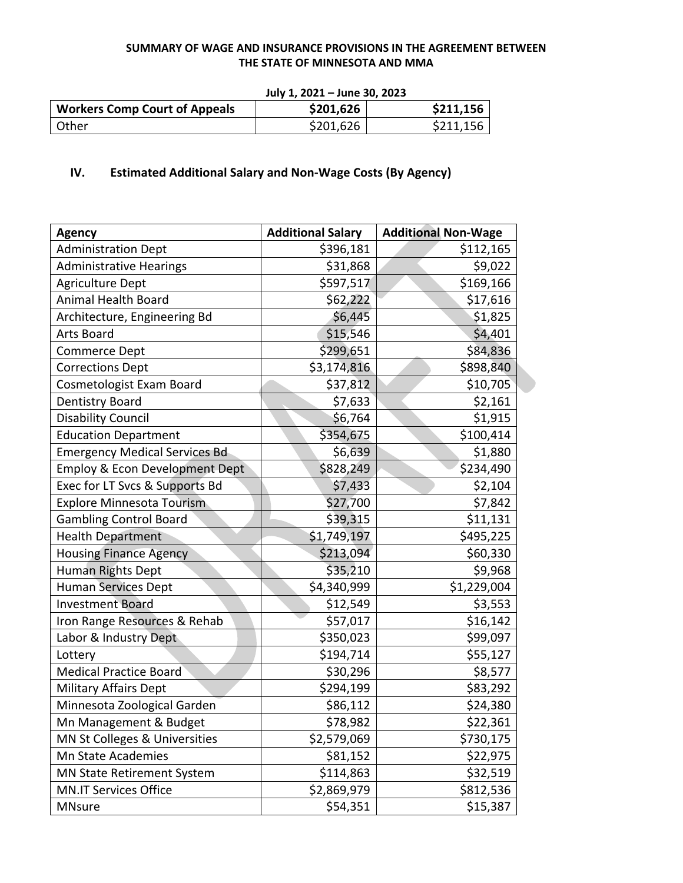**SUMMARY OF WAGE AND INSURANCE PROVISIONS IN THE AGREEMENT BETWEEN THE STATE OF MINNESOTA AND MMA**

**July 1, 2021 – June 30, 2023**

| **Workers Comp Court of Appeals** | **$201,626** | **$211,156** |
|---|---|---|
| Other | $201,626 | $211,156 |

## IV. Estimated Additional Salary and Non-Wage Costs (By Agency)

| Agency | Additional Salary | Additional Non-Wage |
|---|---|---|
| Administration Dept | $396,181 | $112,165 |
| Administrative Hearings | $31,868 | $9,022 |
| Agriculture Dept | $597,517 | $169,166 |
| Animal Health Board | $62,222 | $17,616 |
| Architecture, Engineering Bd | $6,445 | $1,825 |
| Arts Board | $15,546 | $4,401 |
| Commerce Dept | $299,651 | $84,836 |
| Corrections Dept | $3,174,816 | $898,840 |
| Cosmetologist Exam Board | $37,812 | $10,705 |
| Dentistry Board | $7,633 | $2,161 |
| Disability Council | $6,764 | $1,915 |
| Education Department | $354,675 | $100,414 |
| Emergency Medical Services Bd | $6,639 | $1,880 |
| Employ & Econ Development Dept | $828,249 | $234,490 |
| Exec for LT Svcs & Supports Bd | $7,433 | $2,104 |
| Explore Minnesota Tourism | $27,700 | $7,842 |
| Gambling Control Board | $39,315 | $11,131 |
| Health Department | $1,749,197 | $495,225 |
| Housing Finance Agency | $213,094 | $60,330 |
| Human Rights Dept | $35,210 | $9,968 |
| Human Services Dept | $4,340,999 | $1,229,004 |
| Investment Board | $12,549 | $3,553 |
| Iron Range Resources & Rehab | $57,017 | $16,142 |
| Labor & Industry Dept | $350,023 | $99,097 |
| Lottery | $194,714 | $55,127 |
| Medical Practice Board | $30,296 | $8,577 |
| Military Affairs Dept | $294,199 | $83,292 |
| Minnesota Zoological Garden | $86,112 | $24,380 |
| Mn Management & Budget | $78,982 | $22,361 |
| MN St Colleges & Universities | $2,579,069 | $730,175 |
| Mn State Academies | $81,152 | $22,975 |
| MN State Retirement System | $114,863 | $32,519 |
| MN.IT Services Office | $2,869,979 | $812,536 |
| MNsure | $54,351 | $15,387 |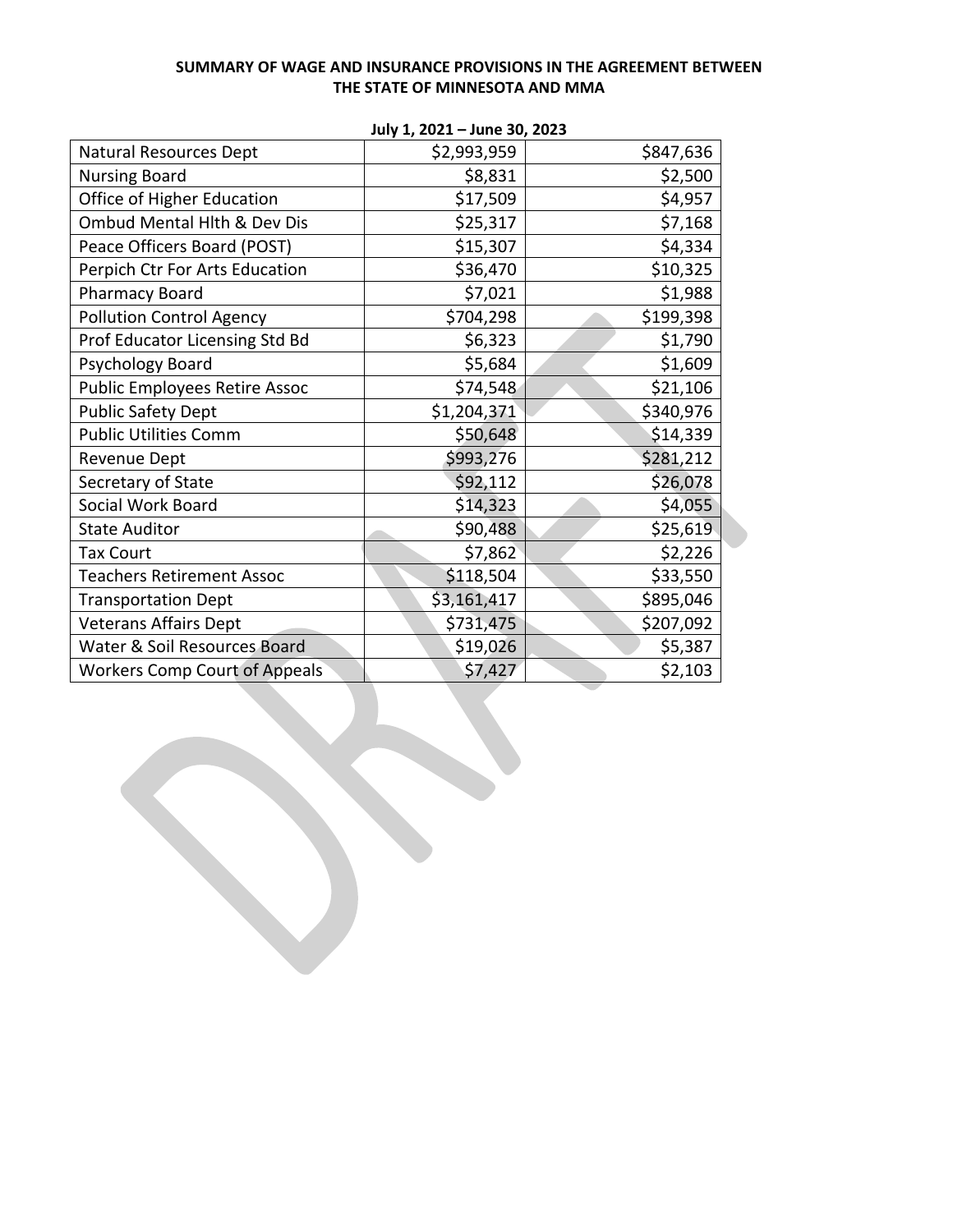**SUMMARY OF WAGE AND INSURANCE PROVISIONS IN THE AGREEMENT BETWEEN THE STATE OF MINNESOTA AND MMA**

**July 1, 2021 – June 30, 2023**

| | | |
|---|---|---|
| Natural Resources Dept | $2,993,959 | $847,636 |
| Nursing Board | $8,831 | $2,500 |
| Office of Higher Education | $17,509 | $4,957 |
| Ombud Mental Hlth & Dev Dis | $25,317 | $7,168 |
| Peace Officers Board (POST) | $15,307 | $4,334 |
| Perpich Ctr For Arts Education | $36,470 | $10,325 |
| Pharmacy Board | $7,021 | $1,988 |
| Pollution Control Agency | $704,298 | $199,398 |
| Prof Educator Licensing Std Bd | $6,323 | $1,790 |
| Psychology Board | $5,684 | $1,609 |
| Public Employees Retire Assoc | $74,548 | $21,106 |
| Public Safety Dept | $1,204,371 | $340,976 |
| Public Utilities Comm | $50,648 | $14,339 |
| Revenue Dept | $993,276 | $281,212 |
| Secretary of State | $92,112 | $26,078 |
| Social Work Board | $14,323 | $4,055 |
| State Auditor | $90,488 | $25,619 |
| Tax Court | $7,862 | $2,226 |
| Teachers Retirement Assoc | $118,504 | $33,550 |
| Transportation Dept | $3,161,417 | $895,046 |
| Veterans Affairs Dept | $731,475 | $207,092 |
| Water & Soil Resources Board | $19,026 | $5,387 |
| Workers Comp Court of Appeals | $7,427 | $2,103 |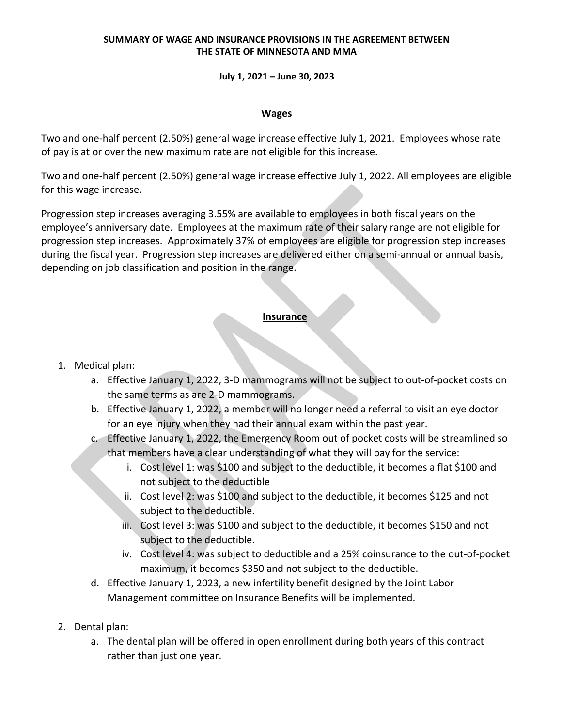**SUMMARY OF WAGE AND INSURANCE PROVISIONS IN THE AGREEMENT BETWEEN THE STATE OF MINNESOTA AND MMA**

**July 1, 2021 – June 30, 2023**

## Wages

Two and one-half percent (2.50%) general wage increase effective July 1, 2021. Employees whose rate of pay is at or over the new maximum rate are not eligible for this increase.

Two and one-half percent (2.50%) general wage increase effective July 1, 2022. All employees are eligible for this wage increase.

Progression step increases averaging 3.55% are available to employees in both fiscal years on the employee's anniversary date. Employees at the maximum rate of their salary range are not eligible for progression step increases. Approximately 37% of employees are eligible for progression step increases during the fiscal year. Progression step increases are delivered either on a semi-annual or annual basis, depending on job classification and position in the range.

## Insurance

1. Medical plan:
   a. Effective January 1, 2022, 3-D mammograms will not be subject to out-of-pocket costs on the same terms as are 2-D mammograms.
   b. Effective January 1, 2022, a member will no longer need a referral to visit an eye doctor for an eye injury when they had their annual exam within the past year.
   c. Effective January 1, 2022, the Emergency Room out of pocket costs will be streamlined so that members have a clear understanding of what they will pay for the service:
      i. Cost level 1: was $100 and subject to the deductible, it becomes a flat $100 and not subject to the deductible
      ii. Cost level 2: was $100 and subject to the deductible, it becomes $125 and not subject to the deductible.
      iii. Cost level 3: was $100 and subject to the deductible, it becomes $150 and not subject to the deductible.
      iv. Cost level 4: was subject to deductible and a 25% coinsurance to the out-of-pocket maximum, it becomes $350 and not subject to the deductible.
   d. Effective January 1, 2023, a new infertility benefit designed by the Joint Labor Management committee on Insurance Benefits will be implemented.

2. Dental plan:
   a. The dental plan will be offered in open enrollment during both years of this contract rather than just one year.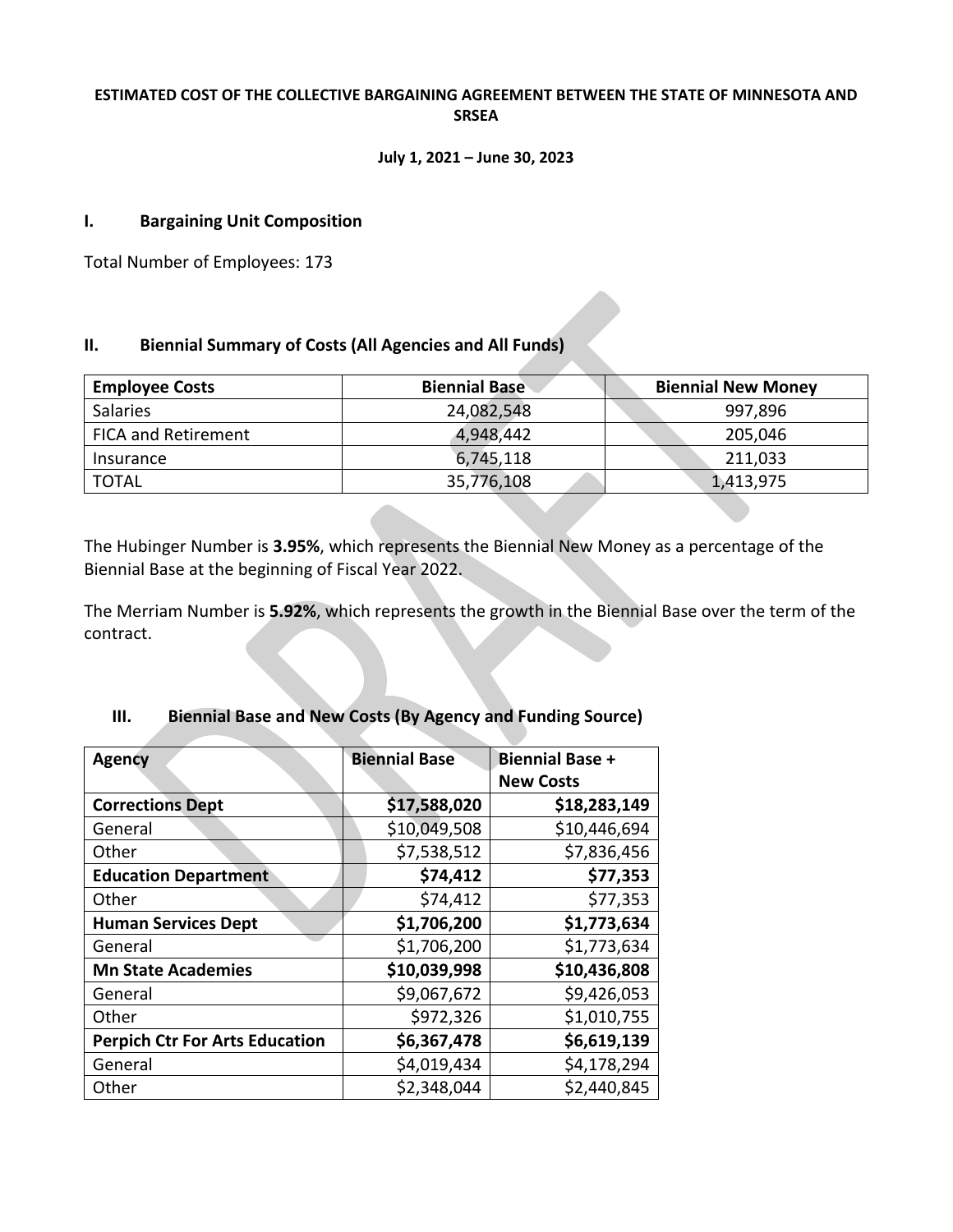**ESTIMATED COST OF THE COLLECTIVE BARGAINING AGREEMENT BETWEEN THE STATE OF MINNESOTA AND SRSEA**

**July 1, 2021 – June 30, 2023**

## I. Bargaining Unit Composition

Total Number of Employees: 173

## II. Biennial Summary of Costs (All Agencies and All Funds)

| Employee Costs | Biennial Base | Biennial New Money |
|---|---|---|
| Salaries | 24,082,548 | 997,896 |
| FICA and Retirement | 4,948,442 | 205,046 |
| Insurance | 6,745,118 | 211,033 |
| TOTAL | 35,776,108 | 1,413,975 |

The Hubinger Number is **3.95%**, which represents the Biennial New Money as a percentage of the Biennial Base at the beginning of Fiscal Year 2022.

The Merriam Number is **5.92%**, which represents the growth in the Biennial Base over the term of the contract.

## III. Biennial Base and New Costs (By Agency and Funding Source)

| Agency | Biennial Base | Biennial Base + New Costs |
|---|---|---|
| **Corrections Dept** | **$17,588,020** | **$18,283,149** |
| General | $10,049,508 | $10,446,694 |
| Other | $7,538,512 | $7,836,456 |
| **Education Department** | **$74,412** | **$77,353** |
| Other | $74,412 | $77,353 |
| **Human Services Dept** | **$1,706,200** | **$1,773,634** |
| General | $1,706,200 | $1,773,634 |
| **Mn State Academies** | **$10,039,998** | **$10,436,808** |
| General | $9,067,672 | $9,426,053 |
| Other | $972,326 | $1,010,755 |
| **Perpich Ctr For Arts Education** | **$6,367,478** | **$6,619,139** |
| General | $4,019,434 | $4,178,294 |
| Other | $2,348,044 | $2,440,845 |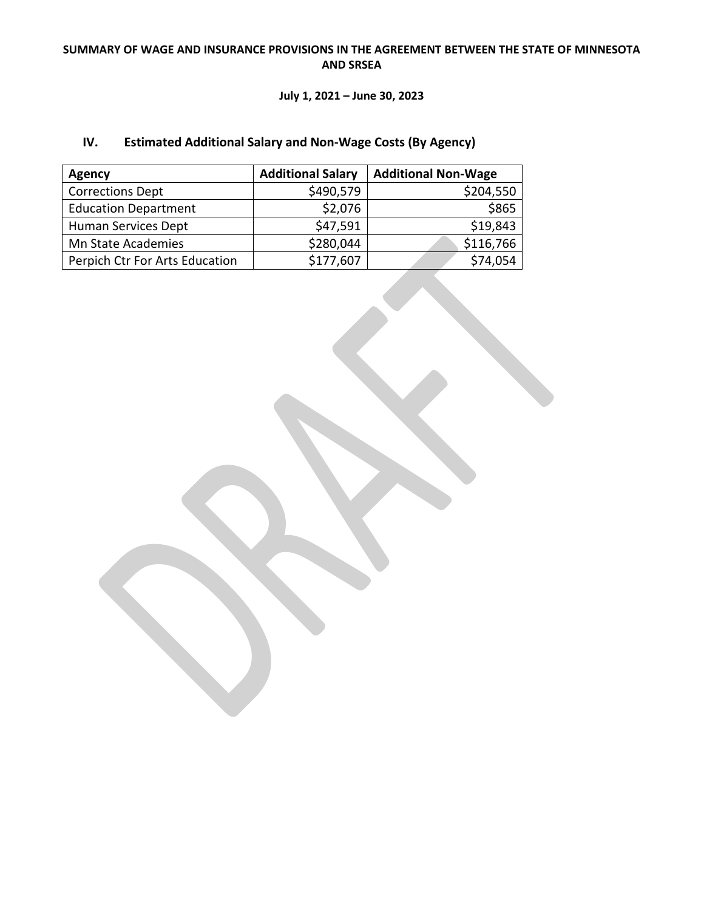**SUMMARY OF WAGE AND INSURANCE PROVISIONS IN THE AGREEMENT BETWEEN THE STATE OF MINNESOTA AND SRSEA**

**July 1, 2021 – June 30, 2023**

## IV. Estimated Additional Salary and Non-Wage Costs (By Agency)

| Agency | Additional Salary | Additional Non-Wage |
|---|---:|---:|
| Corrections Dept | $490,579 | $204,550 |
| Education Department | $2,076 | $865 |
| Human Services Dept | $47,591 | $19,843 |
| Mn State Academies | $280,044 | $116,766 |
| Perpich Ctr For Arts Education | $177,607 | $74,054 |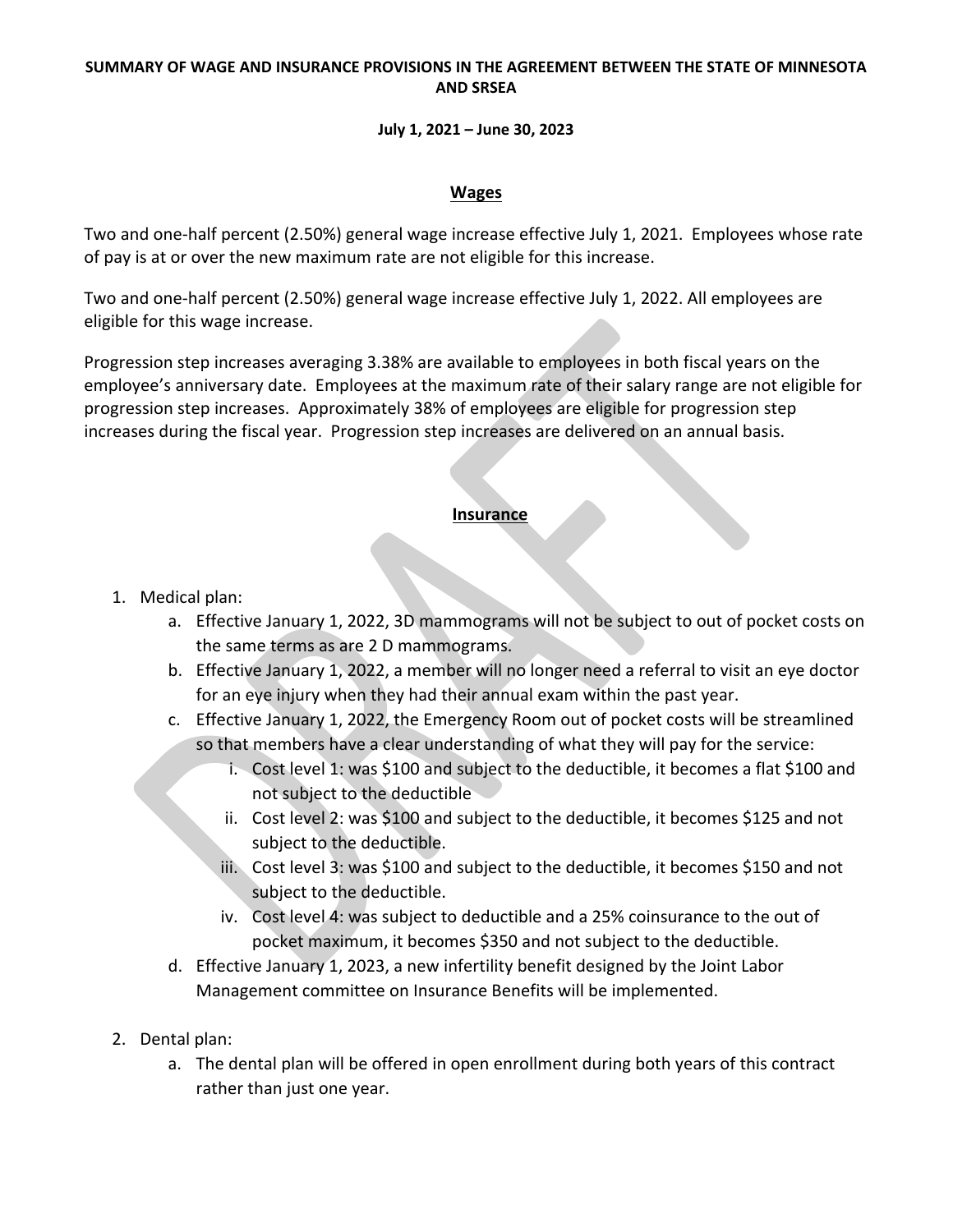**SUMMARY OF WAGE AND INSURANCE PROVISIONS IN THE AGREEMENT BETWEEN THE STATE OF MINNESOTA AND SRSEA**

**July 1, 2021 – June 30, 2023**

## Wages

Two and one-half percent (2.50%) general wage increase effective July 1, 2021. Employees whose rate of pay is at or over the new maximum rate are not eligible for this increase.

Two and one-half percent (2.50%) general wage increase effective July 1, 2022. All employees are eligible for this wage increase.

Progression step increases averaging 3.38% are available to employees in both fiscal years on the employee's anniversary date. Employees at the maximum rate of their salary range are not eligible for progression step increases. Approximately 38% of employees are eligible for progression step increases during the fiscal year. Progression step increases are delivered on an annual basis.

## Insurance

1. Medical plan:
   a. Effective January 1, 2022, 3D mammograms will not be subject to out of pocket costs on the same terms as are 2 D mammograms.
   b. Effective January 1, 2022, a member will no longer need a referral to visit an eye doctor for an eye injury when they had their annual exam within the past year.
   c. Effective January 1, 2022, the Emergency Room out of pocket costs will be streamlined so that members have a clear understanding of what they will pay for the service:
      i. Cost level 1: was $100 and subject to the deductible, it becomes a flat $100 and not subject to the deductible
      ii. Cost level 2: was $100 and subject to the deductible, it becomes $125 and not subject to the deductible.
      iii. Cost level 3: was $100 and subject to the deductible, it becomes $150 and not subject to the deductible.
      iv. Cost level 4: was subject to deductible and a 25% coinsurance to the out of pocket maximum, it becomes $350 and not subject to the deductible.
   d. Effective January 1, 2023, a new infertility benefit designed by the Joint Labor Management committee on Insurance Benefits will be implemented.

2. Dental plan:
   a. The dental plan will be offered in open enrollment during both years of this contract rather than just one year.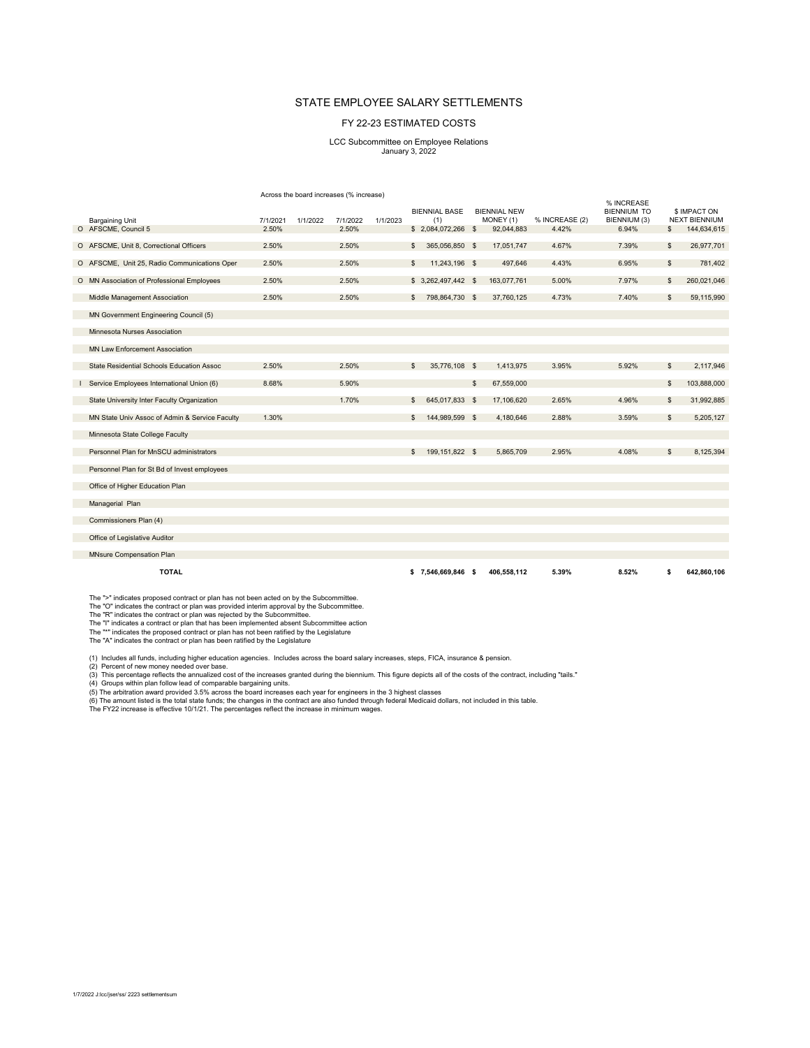# STATE EMPLOYEE SALARY SETTLEMENTS

## FY 22-23 ESTIMATED COSTS

LCC Subcommittee on Employee Relations
January 3, 2022

| | Bargaining Unit | Across the board increases (% increase) 7/1/2021 | 1/1/2022 | 7/1/2022 | 1/1/2023 | BIENNIAL BASE (1) | BIENNIAL NEW MONEY (1) | % INCREASE (2) | % INCREASE BIENNIUM TO BIENNIUM (3) | $ IMPACT ON NEXT BIENNIUM |
|---|---|---|---|---|---|---|---|---|---|---|
| O | AFSCME, Council 5 | 2.50% | | 2.50% | | $ 2,084,072,266 | $ 92,044,883 | 4.42% | 6.94% | $ 144,634,615 |
| O | AFSCME, Unit 8, Correctional Officers | 2.50% | | 2.50% | | $ 365,056,850 | $ 17,051,747 | 4.67% | 7.39% | $ 26,977,701 |
| O | AFSCME, Unit 25, Radio Communications Oper | 2.50% | | 2.50% | | $ 11,243,196 | $ 497,646 | 4.43% | 6.95% | $ 781,402 |
| O | MN Association of Professional Employees | 2.50% | | 2.50% | | $ 3,262,497,442 | $ 163,077,761 | 5.00% | 7.97% | $ 260,021,046 |
| | Middle Management Association | 2.50% | | 2.50% | | $ 798,864,730 | $ 37,760,125 | 4.73% | 7.40% | $ 59,115,990 |
| | MN Government Engineering Council (5) | | | | | | | | | |
| | Minnesota Nurses Association | | | | | | | | | |
| | MN Law Enforcement Association | | | | | | | | | |
| | State Residential Schools Education Assoc | 2.50% | | 2.50% | | $ 35,776,108 | $ 1,413,975 | 3.95% | 5.92% | $ 2,117,946 |
| I | Service Employees International Union (6) | 8.68% | | 5.90% | | | $ 67,559,000 | | | $ 103,888,000 |
| | State University Inter Faculty Organization | | | 1.70% | | $ 645,017,833 | $ 17,106,620 | 2.65% | 4.96% | $ 31,992,885 |
| | MN State Univ Assoc of Admin & Service Faculty | 1.30% | | | | $ 144,989,599 | $ 4,180,646 | 2.88% | 3.59% | $ 5,205,127 |
| | Minnesota State College Faculty | | | | | | | | | |
| | Personnel Plan for MnSCU administrators | | | | | $ 199,151,822 | $ 5,865,709 | 2.95% | 4.08% | $ 8,125,394 |
| | Personnel Plan for St Bd of Invest employees | | | | | | | | | |
| | Office of Higher Education Plan | | | | | | | | | |
| | Managerial Plan | | | | | | | | | |
| | Commissioners Plan (4) | | | | | | | | | |
| | Office of Legislative Auditor | | | | | | | | | |
| | MNsure Compensation Plan | | | | | | | | | |
| | **TOTAL** | | | | | **$ 7,546,669,846** | **$ 406,558,112** | **5.39%** | **8.52%** | **$ 642,860,106** |

The ">" indicates proposed contract or plan has not been acted on by the Subcommittee.
The "O" indicates the contract or plan was provided interim approval by the Subcommittee.
The "R" indicates the contract or plan was rejected by the Subcommittee.
The "I" indicates a contract or plan that has been implemented absent Subcommittee action
The "*" indicates the proposed contract or plan has not been ratified by the Legislature
The "A" indicates the contract or plan has been ratified by the Legislature

(1) Includes all funds, including higher education agencies. Includes across the board salary increases, steps, FICA, insurance & pension.
(2) Percent of new money needed over base.
(3) This percentage reflects the annualized cost of the increases granted during the biennium. This figure depicts all of the costs of the contract, including "tails."
(4) Groups within plan follow lead of comparable bargaining units.
(5) The arbitration award provided 3.5% across the board increases each year for engineers in the 3 highest classes
(6) The amount listed is the total state funds; the changes in the contract are also funded through federal Medicaid dollars, not included in this table.
The FY22 increase is effective 10/1/21. The percentages reflect the increase in minimum wages.

1/7/2022 J:lcc/jser/ss/ 2223 settlementsum